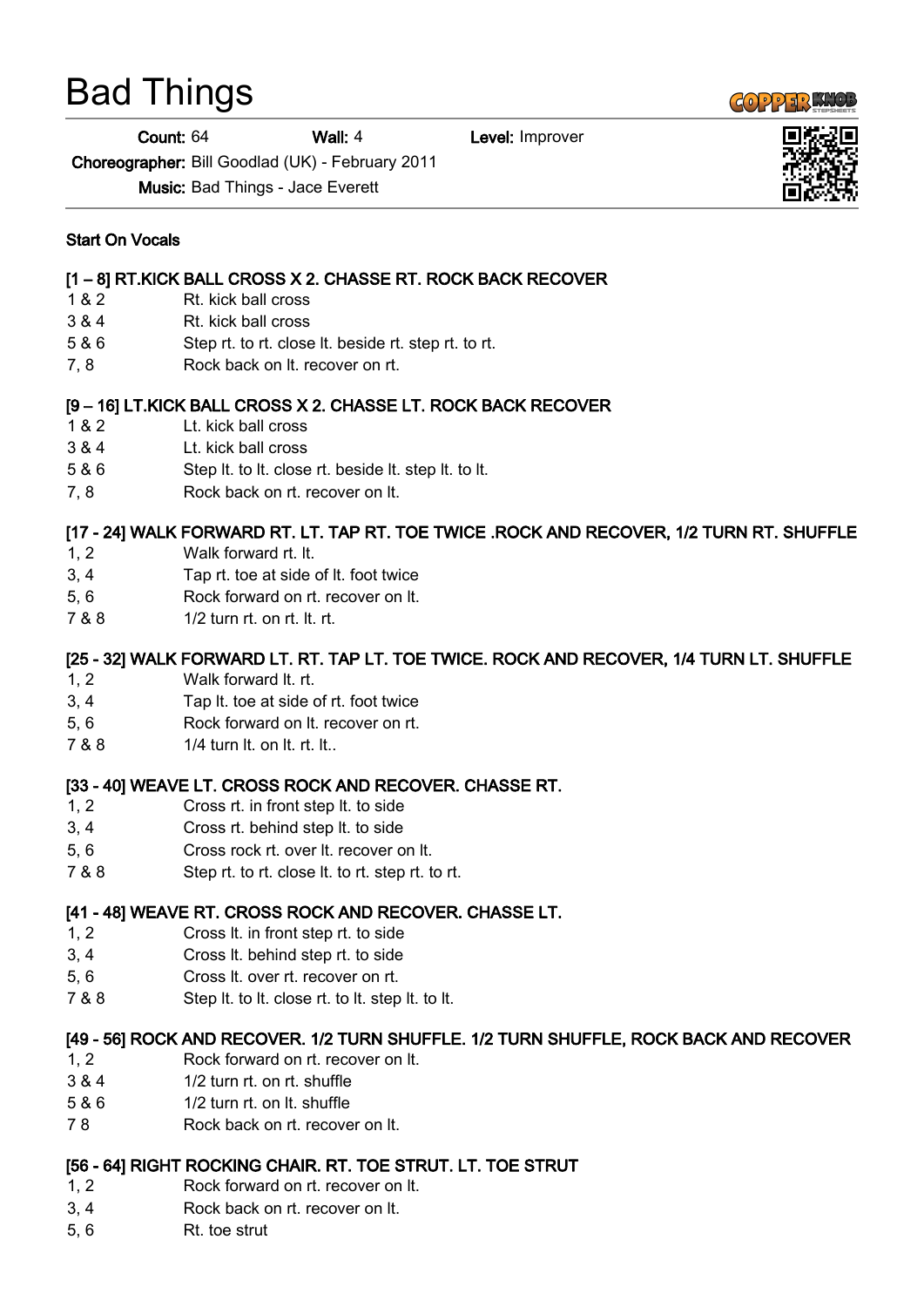# Bad Things

**Count:** 64 **Wall:** 4 **Level:** Improver

**Choreographer:** Bill Goodlad (UK) - February 2011

**Music:** Bad Things - Jace Everett

**Start On Vocals**

**[1 – 8] RT.KICK BALL CROSS X 2. CHASSE RT. ROCK BACK RECOVER**

| | |
|---|---|
| 1 & 2 | Rt. kick ball cross |
| 3 & 4 | Rt. kick ball cross |
| 5 & 6 | Step rt. to rt. close lt. beside rt. step rt. to rt. |
| 7, 8 | Rock back on lt. recover on rt. |

**[9 – 16] LT.KICK BALL CROSS X 2. CHASSE LT. ROCK BACK RECOVER**

| | |
|---|---|
| 1 & 2 | Lt. kick ball cross |
| 3 & 4 | Lt. kick ball cross |
| 5 & 6 | Step lt. to lt. close rt. beside lt. step lt. to lt. |
| 7, 8 | Rock back on rt. recover on lt. |

**[17 - 24] WALK FORWARD RT. LT. TAP RT. TOE TWICE .ROCK AND RECOVER, 1/2 TURN RT. SHUFFLE**

| | |
|---|---|
| 1, 2 | Walk forward rt. lt. |
| 3, 4 | Tap rt. toe at side of lt. foot twice |
| 5, 6 | Rock forward on rt. recover on lt. |
| 7 & 8 | 1/2 turn rt. on rt. lt. rt. |

**[25 - 32] WALK FORWARD LT. RT. TAP LT. TOE TWICE. ROCK AND RECOVER, 1/4 TURN LT. SHUFFLE**

| | |
|---|---|
| 1, 2 | Walk forward lt. rt. |
| 3, 4 | Tap lt. toe at side of rt. foot twice |
| 5, 6 | Rock forward on lt. recover on rt. |
| 7 & 8 | 1/4 turn lt. on lt. rt. lt.. |

**[33 - 40] WEAVE LT. CROSS ROCK AND RECOVER. CHASSE RT.**

| | |
|---|---|
| 1, 2 | Cross rt. in front step lt. to side |
| 3, 4 | Cross rt. behind step lt. to side |
| 5, 6 | Cross rock rt. over lt. recover on lt. |
| 7 & 8 | Step rt. to rt. close lt. to rt. step rt. to rt. |

**[41 - 48] WEAVE RT. CROSS ROCK AND RECOVER. CHASSE LT.**

| | |
|---|---|
| 1, 2 | Cross lt. in front step rt. to side |
| 3, 4 | Cross lt. behind step rt. to side |
| 5, 6 | Cross lt. over rt. recover on rt. |
| 7 & 8 | Step lt. to lt. close rt. to lt. step lt. to lt. |

**[49 - 56] ROCK AND RECOVER. 1/2 TURN SHUFFLE. 1/2 TURN SHUFFLE, ROCK BACK AND RECOVER**

| | |
|---|---|
| 1, 2 | Rock forward on rt. recover on lt. |
| 3 & 4 | 1/2 turn rt. on rt. shuffle |
| 5 & 6 | 1/2 turn rt. on lt. shuffle |
| 7 8 | Rock back on rt. recover on lt. |

**[56 - 64] RIGHT ROCKING CHAIR. RT. TOE STRUT. LT. TOE STRUT**

| | |
|---|---|
| 1, 2 | Rock forward on rt. recover on lt. |
| 3, 4 | Rock back on rt. recover on lt. |
| 5, 6 | Rt. toe strut |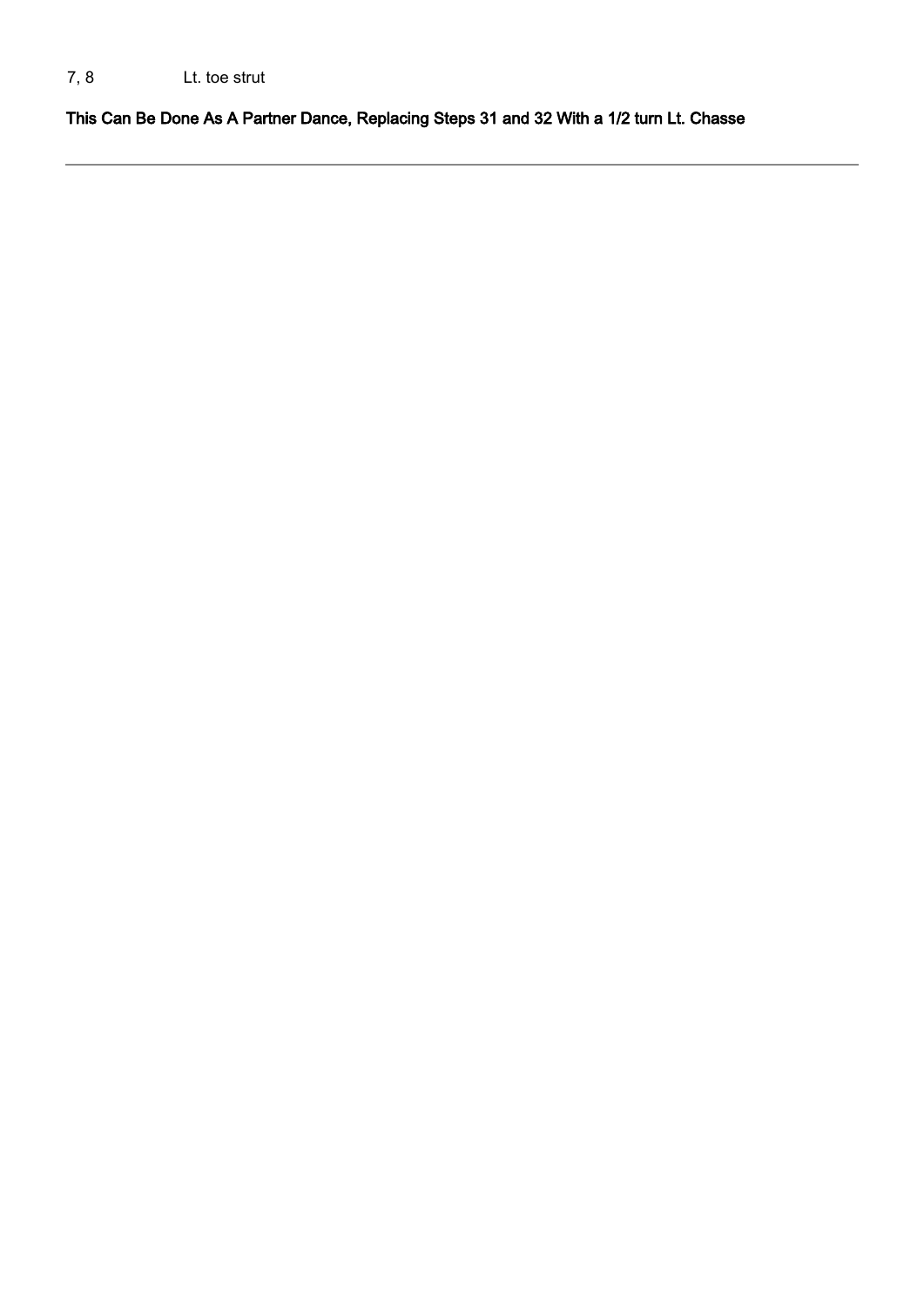7, 8 Lt. toe strut

**This Can Be Done As A Partner Dance, Replacing Steps 31 and 32 With a 1/2 turn Lt. Chasse**

---